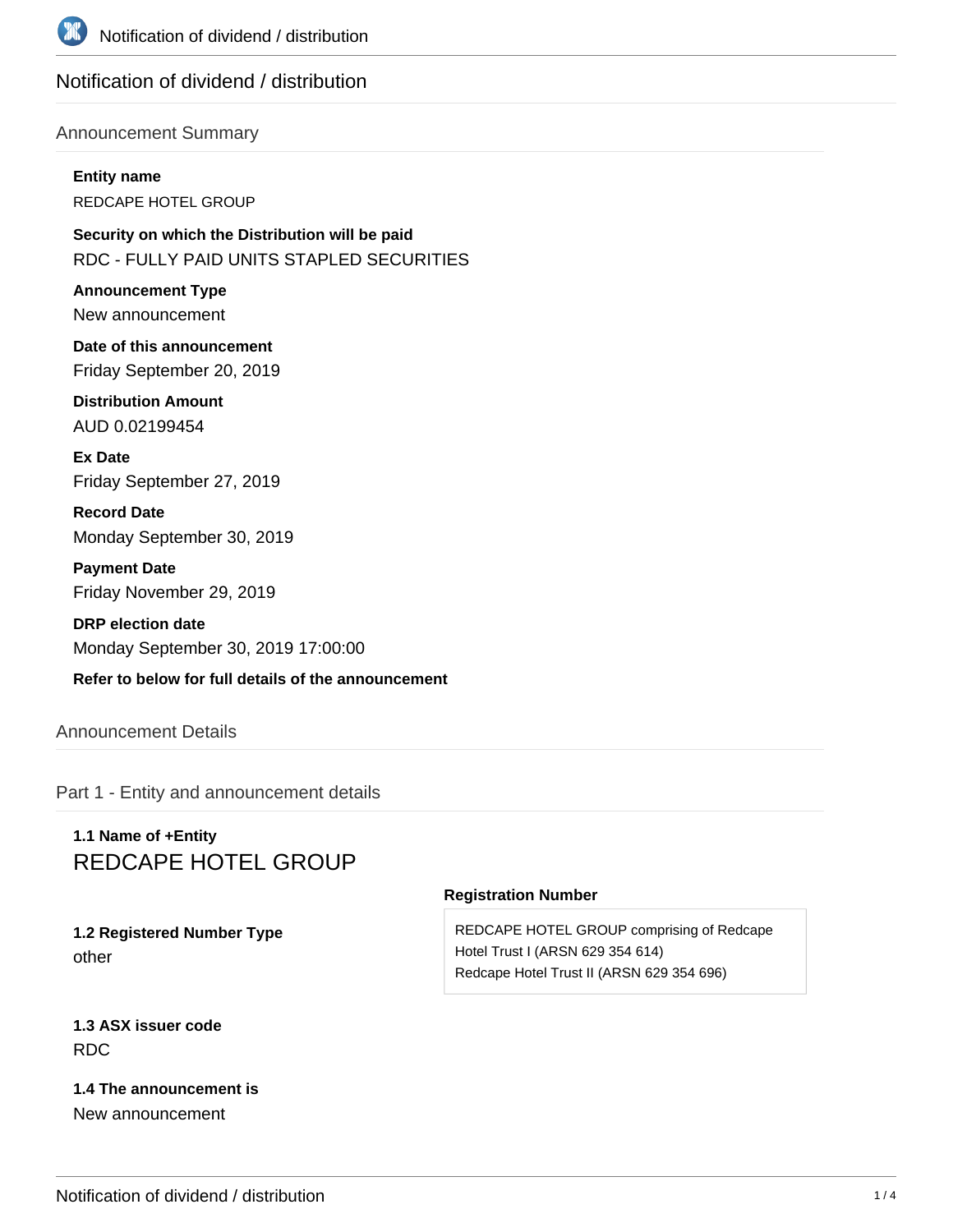# Notification of dividend / distribution

## Announcement Summary

**Entity name**

REDCAPE HOTEL GROUP

**Security on which the Distribution will be paid**

RDC - FULLY PAID UNITS STAPLED SECURITIES

**Announcement Type**

New announcement

**Date of this announcement**

Friday September 20, 2019

**Distribution Amount**

AUD 0.02199454

**Ex Date**

Friday September 27, 2019

**Record Date**

Monday September 30, 2019

**Payment Date**

Friday November 29, 2019

**DRP election date**

Monday September 30, 2019 17:00:00

**Refer to below for full details of the announcement**

## Announcement Details

### Part 1 - Entity and announcement details

**1.1 Name of +Entity**

REDCAPE HOTEL GROUP

**1.2 Registered Number Type**

other

**Registration Number**

REDCAPE HOTEL GROUP comprising of Redcape Hotel Trust I (ARSN 629 354 614)
Redcape Hotel Trust II (ARSN 629 354 696)

**1.3 ASX issuer code**

RDC

**1.4 The announcement is**

New announcement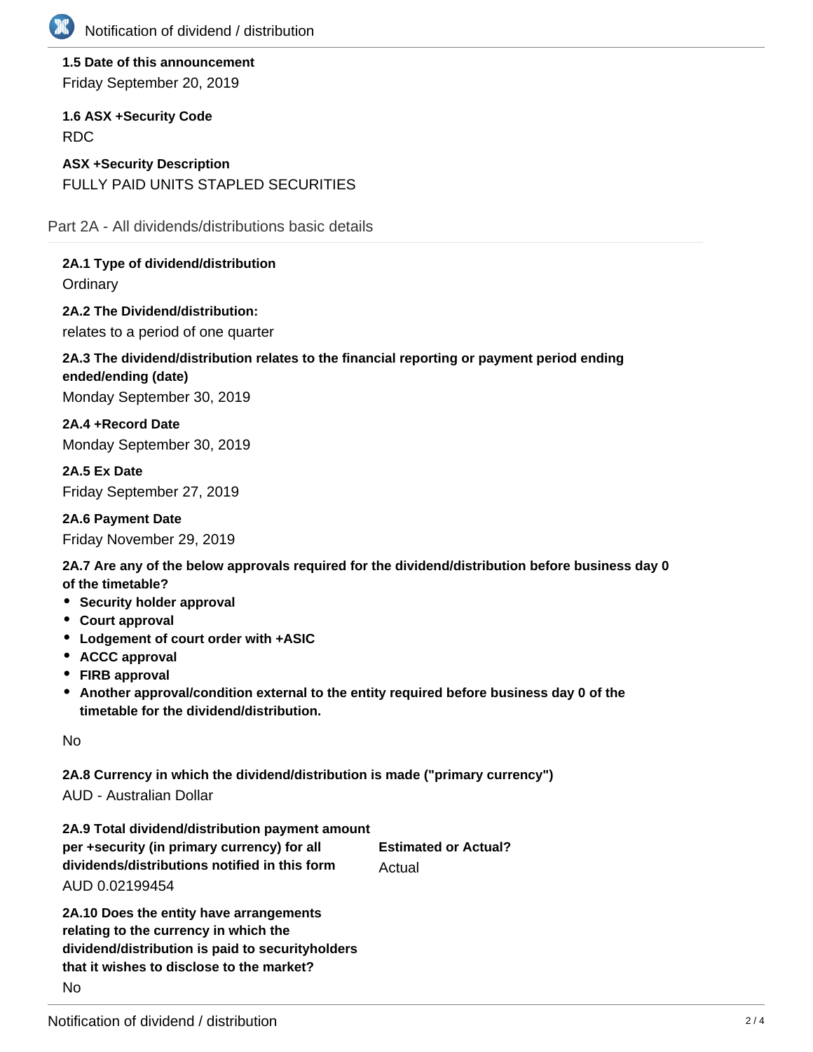**1.5 Date of this announcement**

Friday September 20, 2019

**1.6 ASX +Security Code**

RDC

**ASX +Security Description**

FULLY PAID UNITS STAPLED SECURITIES

## Part 2A - All dividends/distributions basic details

**2A.1 Type of dividend/distribution**

Ordinary

**2A.2 The Dividend/distribution:**

relates to a period of one quarter

**2A.3 The dividend/distribution relates to the financial reporting or payment period ending ended/ending (date)**

Monday September 30, 2019

**2A.4 +Record Date**

Monday September 30, 2019

**2A.5 Ex Date**

Friday September 27, 2019

**2A.6 Payment Date**

Friday November 29, 2019

**2A.7 Are any of the below approvals required for the dividend/distribution before business day 0 of the timetable?**

- **Security holder approval**
- **Court approval**
- **Lodgement of court order with +ASIC**
- **ACCC approval**
- **FIRB approval**
- **Another approval/condition external to the entity required before business day 0 of the timetable for the dividend/distribution.**

No

**2A.8 Currency in which the dividend/distribution is made ("primary currency")**

AUD - Australian Dollar

**2A.9 Total dividend/distribution payment amount per +security (in primary currency) for all dividends/distributions notified in this form**

AUD 0.02199454

**Estimated or Actual?**

Actual

**2A.10 Does the entity have arrangements relating to the currency in which the dividend/distribution is paid to securityholders that it wishes to disclose to the market?**

No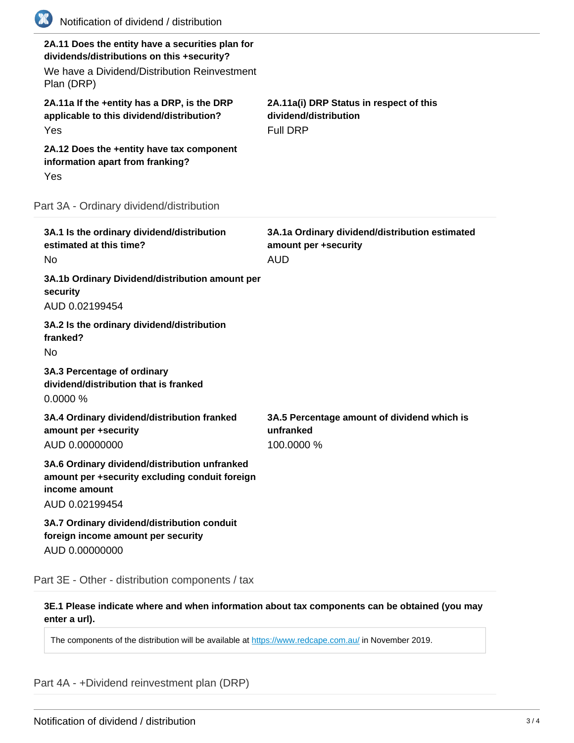**2A.11 Does the entity have a securities plan for dividends/distributions on this +security?**

We have a Dividend/Distribution Reinvestment Plan (DRP)

**2A.11a If the +entity has a DRP, is the DRP applicable to this dividend/distribution?**

Yes

**2A.11a(i) DRP Status in respect of this dividend/distribution**

Full DRP

**2A.12 Does the +entity have tax component information apart from franking?**

Yes

## Part 3A - Ordinary dividend/distribution

**3A.1 Is the ordinary dividend/distribution estimated at this time?**

No

**3A.1a Ordinary dividend/distribution estimated amount per +security**

AUD

**3A.1b Ordinary Dividend/distribution amount per security**

AUD 0.02199454

**3A.2 Is the ordinary dividend/distribution franked?**

No

**3A.3 Percentage of ordinary dividend/distribution that is franked**

0.0000 %

**3A.4 Ordinary dividend/distribution franked amount per +security**

AUD 0.00000000

**3A.5 Percentage amount of dividend which is unfranked**

100.0000 %

**3A.6 Ordinary dividend/distribution unfranked amount per +security excluding conduit foreign income amount**

AUD 0.02199454

**3A.7 Ordinary dividend/distribution conduit foreign income amount per security**

AUD 0.00000000

## Part 3E - Other - distribution components / tax

**3E.1 Please indicate where and when information about tax components can be obtained (you may enter a url).**

The components of the distribution will be available at https://www.redcape.com.au/ in November 2019.

## Part 4A - +Dividend reinvestment plan (DRP)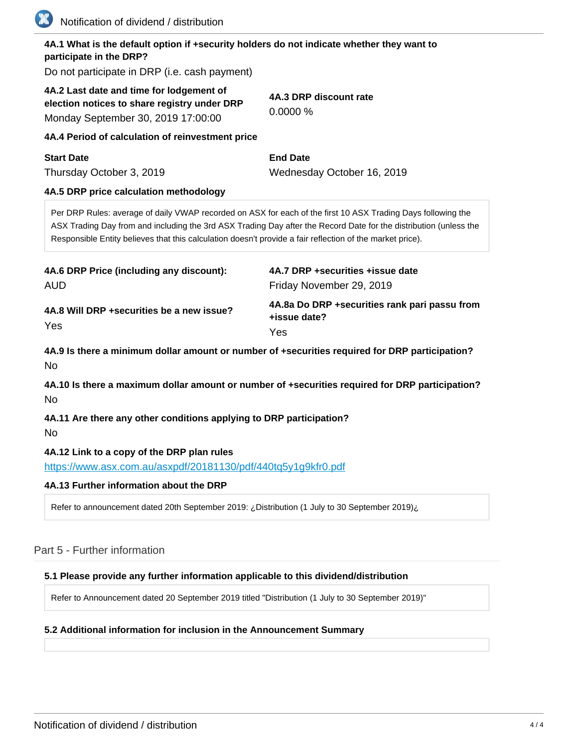**4A.1 What is the default option if +security holders do not indicate whether they want to participate in the DRP?**

Do not participate in DRP (i.e. cash payment)

**4A.2 Last date and time for lodgement of election notices to share registry under DRP**

Monday September 30, 2019 17:00:00

**4A.3 DRP discount rate**

0.0000 %

**4A.4 Period of calculation of reinvestment price**

**Start Date**

Thursday October 3, 2019

**End Date**

Wednesday October 16, 2019

**4A.5 DRP price calculation methodology**

Per DRP Rules: average of daily VWAP recorded on ASX for each of the first 10 ASX Trading Days following the ASX Trading Day from and including the 3rd ASX Trading Day after the Record Date for the distribution (unless the Responsible Entity believes that this calculation doesn't provide a fair reflection of the market price).

**4A.6 DRP Price (including any discount):**

AUD

**4A.7 DRP +securities +issue date**

Friday November 29, 2019

**4A.8 Will DRP +securities be a new issue?**

Yes

**4A.8a Do DRP +securities rank pari passu from +issue date?**

Yes

**4A.9 Is there a minimum dollar amount or number of +securities required for DRP participation?**

No

**4A.10 Is there a maximum dollar amount or number of +securities required for DRP participation?**

No

**4A.11 Are there any other conditions applying to DRP participation?**

No

**4A.12 Link to a copy of the DRP plan rules**

https://www.asx.com.au/asxpdf/20181130/pdf/440tq5y1g9kfr0.pdf

**4A.13 Further information about the DRP**

Refer to announcement dated 20th September 2019: ¿Distribution (1 July to 30 September 2019)¿

## Part 5 - Further information

**5.1 Please provide any further information applicable to this dividend/distribution**

Refer to Announcement dated 20 September 2019 titled "Distribution (1 July to 30 September 2019)"

**5.2 Additional information for inclusion in the Announcement Summary**